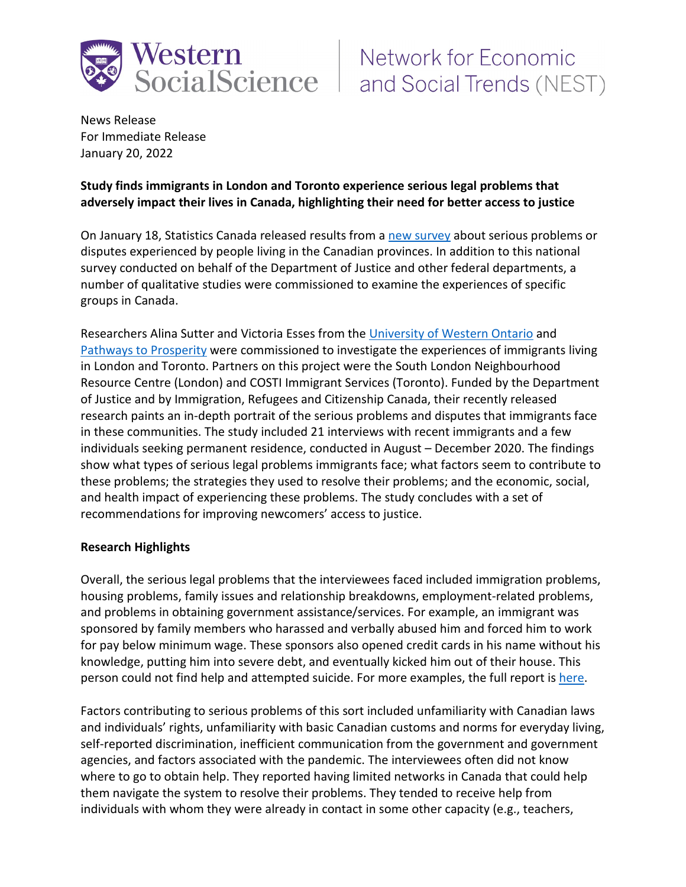Western SocialScience | Network for Economic and Social Trends (NEST)

News Release
For Immediate Release
January 20, 2022

**Study finds immigrants in London and Toronto experience serious legal problems that adversely impact their lives in Canada, highlighting their need for better access to justice**

On January 18, Statistics Canada released results from a new survey about serious problems or disputes experienced by people living in the Canadian provinces. In addition to this national survey conducted on behalf of the Department of Justice and other federal departments, a number of qualitative studies were commissioned to examine the experiences of specific groups in Canada.

Researchers Alina Sutter and Victoria Esses from the University of Western Ontario and Pathways to Prosperity were commissioned to investigate the experiences of immigrants living in London and Toronto. Partners on this project were the South London Neighbourhood Resource Centre (London) and COSTI Immigrant Services (Toronto). Funded by the Department of Justice and by Immigration, Refugees and Citizenship Canada, their recently released research paints an in-depth portrait of the serious problems and disputes that immigrants face in these communities. The study included 21 interviews with recent immigrants and a few individuals seeking permanent residence, conducted in August – December 2020. The findings show what types of serious legal problems immigrants face; what factors seem to contribute to these problems; the strategies they used to resolve their problems; and the economic, social, and health impact of experiencing these problems. The study concludes with a set of recommendations for improving newcomers' access to justice.

**Research Highlights**

Overall, the serious legal problems that the interviewees faced included immigration problems, housing problems, family issues and relationship breakdowns, employment-related problems, and problems in obtaining government assistance/services. For example, an immigrant was sponsored by family members who harassed and verbally abused him and forced him to work for pay below minimum wage. These sponsors also opened credit cards in his name without his knowledge, putting him into severe debt, and eventually kicked him out of their house. This person could not find help and attempted suicide. For more examples, the full report is here.

Factors contributing to serious problems of this sort included unfamiliarity with Canadian laws and individuals' rights, unfamiliarity with basic Canadian customs and norms for everyday living, self-reported discrimination, inefficient communication from the government and government agencies, and factors associated with the pandemic. The interviewees often did not know where to go to obtain help. They reported having limited networks in Canada that could help them navigate the system to resolve their problems. They tended to receive help from individuals with whom they were already in contact in some other capacity (e.g., teachers,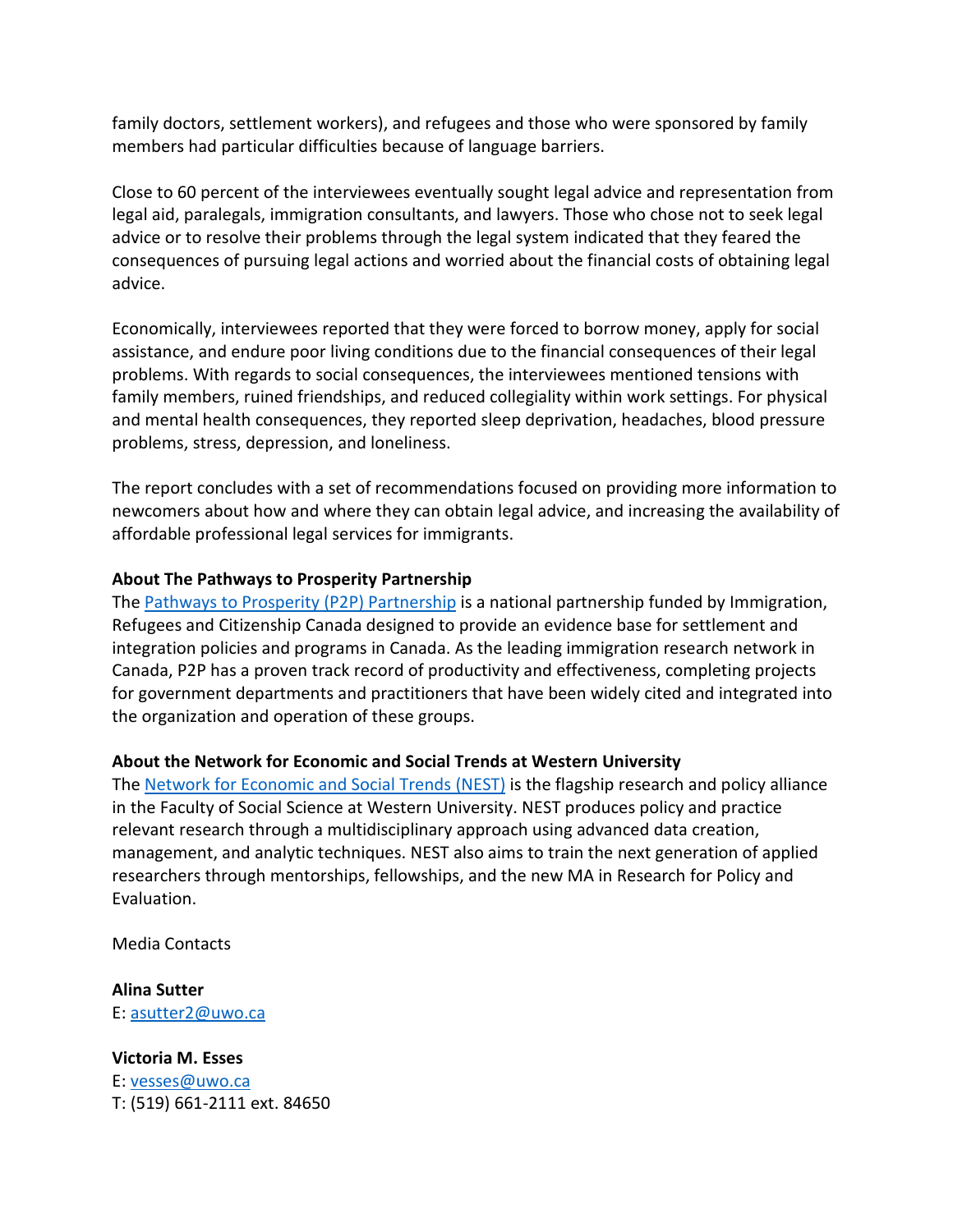family doctors, settlement workers), and refugees and those who were sponsored by family members had particular difficulties because of language barriers.

Close to 60 percent of the interviewees eventually sought legal advice and representation from legal aid, paralegals, immigration consultants, and lawyers. Those who chose not to seek legal advice or to resolve their problems through the legal system indicated that they feared the consequences of pursuing legal actions and worried about the financial costs of obtaining legal advice.

Economically, interviewees reported that they were forced to borrow money, apply for social assistance, and endure poor living conditions due to the financial consequences of their legal problems. With regards to social consequences, the interviewees mentioned tensions with family members, ruined friendships, and reduced collegiality within work settings. For physical and mental health consequences, they reported sleep deprivation, headaches, blood pressure problems, stress, depression, and loneliness.

The report concludes with a set of recommendations focused on providing more information to newcomers about how and where they can obtain legal advice, and increasing the availability of affordable professional legal services for immigrants.

**About The Pathways to Prosperity Partnership**

The Pathways to Prosperity (P2P) Partnership is a national partnership funded by Immigration, Refugees and Citizenship Canada designed to provide an evidence base for settlement and integration policies and programs in Canada. As the leading immigration research network in Canada, P2P has a proven track record of productivity and effectiveness, completing projects for government departments and practitioners that have been widely cited and integrated into the organization and operation of these groups.

**About the Network for Economic and Social Trends at Western University**

The Network for Economic and Social Trends (NEST) is the flagship research and policy alliance in the Faculty of Social Science at Western University. NEST produces policy and practice relevant research through a multidisciplinary approach using advanced data creation, management, and analytic techniques. NEST also aims to train the next generation of applied researchers through mentorships, fellowships, and the new MA in Research for Policy and Evaluation.

Media Contacts

**Alina Sutter**
E: asutter2@uwo.ca

**Victoria M. Esses**
E: vesses@uwo.ca
T: (519) 661-2111 ext. 84650